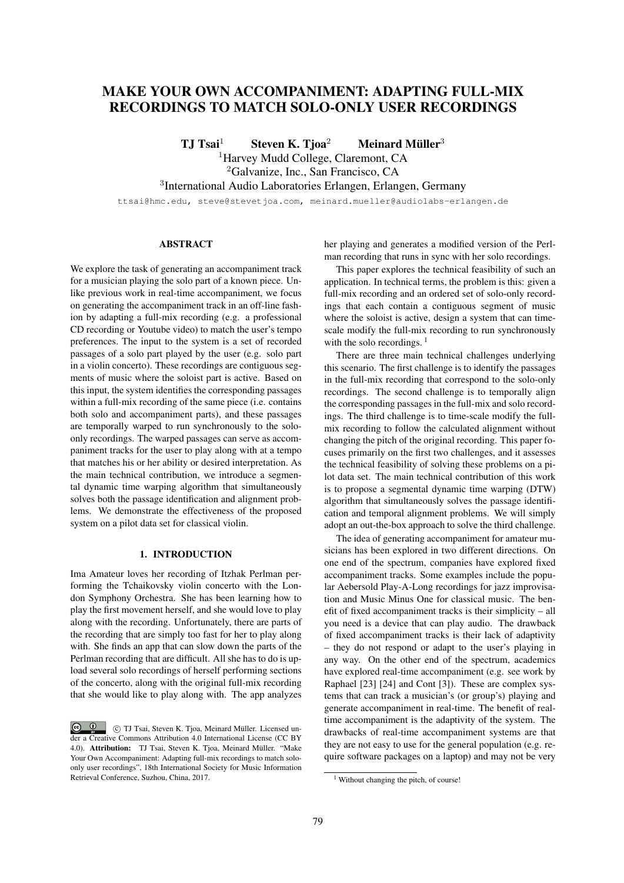# MAKE YOUR OWN ACCOMPANIMENT: ADAPTING FULL-MIX RECORDINGS TO MATCH SOLO-ONLY USER RECORDINGS

**TJ Tsai**[1] **Steven K. Tjoa**[2] **Meinard Müller**[3]

[1]Harvey Mudd College, Claremont, CA
[2]Galvanize, Inc., San Francisco, CA
[3]International Audio Laboratories Erlangen, Erlangen, Germany

ttsai@hmc.edu, steve@stevetjoa.com, meinard.mueller@audiolabs-erlangen.de

## ABSTRACT

We explore the task of generating an accompaniment track for a musician playing the solo part of a known piece. Unlike previous work in real-time accompaniment, we focus on generating the accompaniment track in an off-line fashion by adapting a full-mix recording (e.g. a professional CD recording or Youtube video) to match the user's tempo preferences. The input to the system is a set of recorded passages of a solo part played by the user (e.g. solo part in a violin concerto). These recordings are contiguous segments of music where the soloist part is active. Based on this input, the system identifies the corresponding passages within a full-mix recording of the same piece (i.e. contains both solo and accompaniment parts), and these passages are temporally warped to run synchronously to the solo-only recordings. The warped passages can serve as accompaniment tracks for the user to play along with at a tempo that matches his or her ability or desired interpretation. As the main technical contribution, we introduce a segmental dynamic time warping algorithm that simultaneously solves both the passage identification and alignment problems. We demonstrate the effectiveness of the proposed system on a pilot data set for classical violin.

## 1. INTRODUCTION

Ima Amateur loves her recording of Itzhak Perlman performing the Tchaikovsky violin concerto with the London Symphony Orchestra. She has been learning how to play the first movement herself, and she would love to play along with the recording. Unfortunately, there are parts of the recording that are simply too fast for her to play along with. She finds an app that can slow down the parts of the Perlman recording that are difficult. All she has to do is upload several solo recordings of herself performing sections of the concerto, along with the original full-mix recording that she would like to play along with. The app analyzes her playing and generates a modified version of the Perlman recording that runs in sync with her solo recordings.

This paper explores the technical feasibility of such an application. In technical terms, the problem is this: given a full-mix recording and an ordered set of solo-only recordings that each contain a contiguous segment of music where the soloist is active, design a system that can time-scale modify the full-mix recording to run synchronously with the solo recordings. [1]

There are three main technical challenges underlying this scenario. The first challenge is to identify the passages in the full-mix recording that correspond to the solo-only recordings. The second challenge is to temporally align the corresponding passages in the full-mix and solo recordings. The third challenge is to time-scale modify the full-mix recording to follow the calculated alignment without changing the pitch of the original recording. This paper focuses primarily on the first two challenges, and it assesses the technical feasibility of solving these problems on a pilot data set. The main technical contribution of this work is to propose a segmental dynamic time warping (DTW) algorithm that simultaneously solves the passage identification and temporal alignment problems. We will simply adopt an out-the-box approach to solve the third challenge.

The idea of generating accompaniment for amateur musicians has been explored in two different directions. On one end of the spectrum, companies have explored fixed accompaniment tracks. Some examples include the popular Aebersold Play-A-Long recordings for jazz improvisation and Music Minus One for classical music. The benefit of fixed accompaniment tracks is their simplicity – all you need is a device that can play audio. The drawback of fixed accompaniment tracks is their lack of adaptivity – they do not respond or adapt to the user's playing in any way. On the other end of the spectrum, academics have explored real-time accompaniment (e.g. see work by Raphael [23] [24] and Cont [3]). These are complex systems that can track a musician's (or group's) playing and generate accompaniment in real-time. The benefit of real-time accompaniment is the adaptivity of the system. The drawbacks of real-time accompaniment systems are that they are not easy to use for the general population (e.g. require software packages on a laptop) and may not be very

© TJ Tsai, Steven K. Tjoa, Meinard Müller. Licensed under a Creative Commons Attribution 4.0 International License (CC BY 4.0). **Attribution:** TJ Tsai, Steven K. Tjoa, Meinard Müller. "Make Your Own Accompaniment: Adapting full-mix recordings to match solo-only user recordings", 18th International Society for Music Information Retrieval Conference, Suzhou, China, 2017.

[1] Without changing the pitch, of course!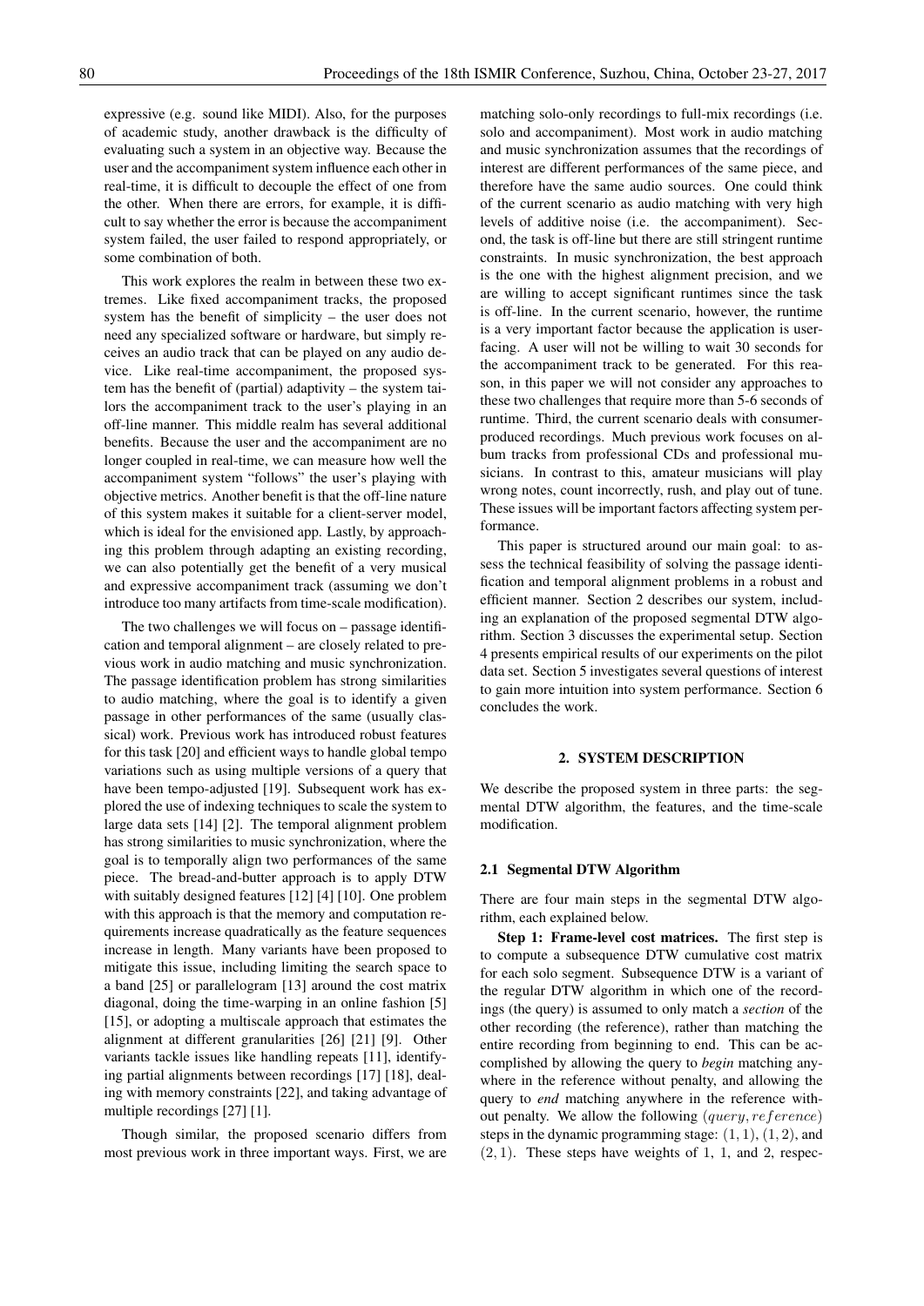expressive (e.g. sound like MIDI). Also, for the purposes of academic study, another drawback is the difficulty of evaluating such a system in an objective way. Because the user and the accompaniment system influence each other in real-time, it is difficult to decouple the effect of one from the other. When there are errors, for example, it is difficult to say whether the error is because the accompaniment system failed, the user failed to respond appropriately, or some combination of both.

This work explores the realm in between these two extremes. Like fixed accompaniment tracks, the proposed system has the benefit of simplicity – the user does not need any specialized software or hardware, but simply receives an audio track that can be played on any audio device. Like real-time accompaniment, the proposed system has the benefit of (partial) adaptivity – the system tailors the accompaniment track to the user's playing in an off-line manner. This middle realm has several additional benefits. Because the user and the accompaniment are no longer coupled in real-time, we can measure how well the accompaniment system "follows" the user's playing with objective metrics. Another benefit is that the off-line nature of this system makes it suitable for a client-server model, which is ideal for the envisioned app. Lastly, by approaching this problem through adapting an existing recording, we can also potentially get the benefit of a very musical and expressive accompaniment track (assuming we don't introduce too many artifacts from time-scale modification).

The two challenges we will focus on – passage identification and temporal alignment – are closely related to previous work in audio matching and music synchronization. The passage identification problem has strong similarities to audio matching, where the goal is to identify a given passage in other performances of the same (usually classical) work. Previous work has introduced robust features for this task [20] and efficient ways to handle global tempo variations such as using multiple versions of a query that have been tempo-adjusted [19]. Subsequent work has explored the use of indexing techniques to scale the system to large data sets [14] [2]. The temporal alignment problem has strong similarities to music synchronization, where the goal is to temporally align two performances of the same piece. The bread-and-butter approach is to apply DTW with suitably designed features [12] [4] [10]. One problem with this approach is that the memory and computation requirements increase quadratically as the feature sequences increase in length. Many variants have been proposed to mitigate this issue, including limiting the search space to a band [25] or parallelogram [13] around the cost matrix diagonal, doing the time-warping in an online fashion [5] [15], or adopting a multiscale approach that estimates the alignment at different granularities [26] [21] [9]. Other variants tackle issues like handling repeats [11], identifying partial alignments between recordings [17] [18], dealing with memory constraints [22], and taking advantage of multiple recordings [27] [1].

Though similar, the proposed scenario differs from most previous work in three important ways. First, we are matching solo-only recordings to full-mix recordings (i.e. solo and accompaniment). Most work in audio matching and music synchronization assumes that the recordings of interest are different performances of the same piece, and therefore have the same audio sources. One could think of the current scenario as audio matching with very high levels of additive noise (i.e. the accompaniment). Second, the task is off-line but there are still stringent runtime constraints. In music synchronization, the best approach is the one with the highest alignment precision, and we are willing to accept significant runtimes since the task is off-line. In the current scenario, however, the runtime is a very important factor because the application is user-facing. A user will not be willing to wait 30 seconds for the accompaniment track to be generated. For this reason, in this paper we will not consider any approaches to these two challenges that require more than 5-6 seconds of runtime. Third, the current scenario deals with consumer-produced recordings. Much previous work focuses on album tracks from professional CDs and professional musicians. In contrast to this, amateur musicians will play wrong notes, count incorrectly, rush, and play out of tune. These issues will be important factors affecting system performance.

This paper is structured around our main goal: to assess the technical feasibility of solving the passage identification and temporal alignment problems in a robust and efficient manner. Section 2 describes our system, including an explanation of the proposed segmental DTW algorithm. Section 3 discusses the experimental setup. Section 4 presents empirical results of our experiments on the pilot data set. Section 5 investigates several questions of interest to gain more intuition into system performance. Section 6 concludes the work.

## 2. SYSTEM DESCRIPTION

We describe the proposed system in three parts: the segmental DTW algorithm, the features, and the time-scale modification.

### 2.1 Segmental DTW Algorithm

There are four main steps in the segmental DTW algorithm, each explained below.

**Step 1: Frame-level cost matrices.** The first step is to compute a subsequence DTW cumulative cost matrix for each solo segment. Subsequence DTW is a variant of the regular DTW algorithm in which one of the recordings (the query) is assumed to only match a *section* of the other recording (the reference), rather than matching the entire recording from beginning to end. This can be accomplished by allowing the query to *begin* matching anywhere in the reference without penalty, and allowing the query to *end* matching anywhere in the reference without penalty. We allow the following $(query, reference)$ steps in the dynamic programming stage: $(1, 1)$, $(1, 2)$, and $(2, 1)$. These steps have weights of 1, 1, and 2, respec-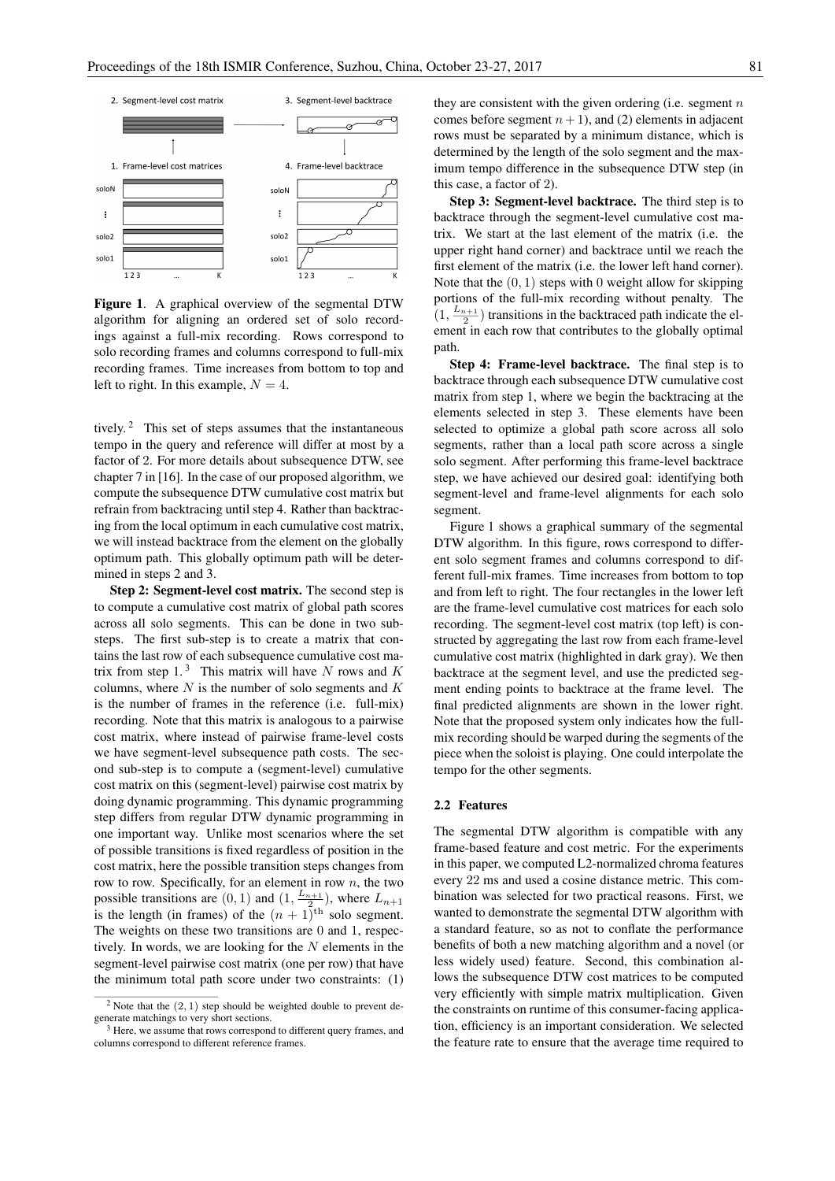Figure 1. A graphical overview of the segmental DTW algorithm for aligning an ordered set of solo recordings against a full-mix recording. Rows correspond to solo recording frames and columns correspond to full-mix recording frames. Time increases from bottom to top and left to right. In this example, $N = 4$.

tively.[2] This set of steps assumes that the instantaneous tempo in the query and reference will differ at most by a factor of 2. For more details about subsequence DTW, see chapter 7 in [16]. In the case of our proposed algorithm, we compute the subsequence DTW cumulative cost matrix but refrain from backtracing until step 4. Rather than backtracing from the local optimum in each cumulative cost matrix, we will instead backtrace from the element on the globally optimum path. This globally optimum path will be determined in steps 2 and 3.

**Step 2: Segment-level cost matrix.** The second step is to compute a cumulative cost matrix of global path scores across all solo segments. This can be done in two substeps. The first sub-step is to create a matrix that contains the last row of each subsequence cumulative cost matrix from step 1.[3] This matrix will have $N$ rows and $K$ columns, where $N$ is the number of solo segments and $K$ is the number of frames in the reference (i.e. full-mix) recording. Note that this matrix is analogous to a pairwise cost matrix, where instead of pairwise frame-level costs we have segment-level subsequence path costs. The second sub-step is to compute a (segment-level) cumulative cost matrix on this (segment-level) pairwise cost matrix by doing dynamic programming. This dynamic programming step differs from regular DTW dynamic programming in one important way. Unlike most scenarios where the set of possible transitions is fixed regardless of position in the cost matrix, here the possible transition steps changes from row to row. Specifically, for an element in row $n$, the two possible transitions are $(0, 1)$ and $(1, \frac{L_{n+1}}{2})$, where $L_{n+1}$ is the length (in frames) of the $(n + 1)^{\text{th}}$ solo segment. The weights on these two transitions are 0 and 1, respectively. In words, we are looking for the $N$ elements in the segment-level pairwise cost matrix (one per row) that have the minimum total path score under two constraints: (1) they are consistent with the given ordering (i.e. segment $n$ comes before segment $n + 1$), and (2) elements in adjacent rows must be separated by a minimum distance, which is determined by the length of the solo segment and the maximum tempo difference in the subsequence DTW step (in this case, a factor of 2).

**Step 3: Segment-level backtrace.** The third step is to backtrace through the segment-level cumulative cost matrix. We start at the last element of the matrix (i.e. the upper right hand corner) and backtrace until we reach the first element of the matrix (i.e. the lower left hand corner). Note that the $(0, 1)$ steps with 0 weight allow for skipping portions of the full-mix recording without penalty. The $(1, \frac{L_{n+1}}{2})$ transitions in the backtraced path indicate the element in each row that contributes to the globally optimal path.

**Step 4: Frame-level backtrace.** The final step is to backtrace through each subsequence DTW cumulative cost matrix from step 1, where we begin the backtracing at the elements selected in step 3. These elements have been selected to optimize a global path score across all solo segments, rather than a local path score across a single solo segment. After performing this frame-level backtrace step, we have achieved our desired goal: identifying both segment-level and frame-level alignments for each solo segment.

Figure 1 shows a graphical summary of the segmental DTW algorithm. In this figure, rows correspond to different solo segment frames and columns correspond to different full-mix frames. Time increases from bottom to top and from left to right. The four rectangles in the lower left are the frame-level cumulative cost matrices for each solo recording. The segment-level cost matrix (top left) is constructed by aggregating the last row from each frame-level cumulative cost matrix (highlighted in dark gray). We then backtrace at the segment level, and use the predicted segment ending points to backtrace at the frame level. The final predicted alignments are shown in the lower right. Note that the proposed system only indicates how the full-mix recording should be warped during the segments of the piece when the soloist is playing. One could interpolate the tempo for the other segments.

### 2.2 Features

The segmental DTW algorithm is compatible with any frame-based feature and cost metric. For the experiments in this paper, we computed L2-normalized chroma features every 22 ms and used a cosine distance metric. This combination was selected for two practical reasons. First, we wanted to demonstrate the segmental DTW algorithm with a standard feature, so as not to conflate the performance benefits of both a new matching algorithm and a novel (or less widely used) feature. Second, this combination allows the subsequence DTW cost matrices to be computed very efficiently with simple matrix multiplication. Given the constraints on runtime of this consumer-facing application, efficiency is an important consideration. We selected the feature rate to ensure that the average time required to

[2] Note that the $(2, 1)$ step should be weighted double to prevent degenerate matchings to very short sections.

[3] Here, we assume that rows correspond to different query frames, and columns correspond to different reference frames.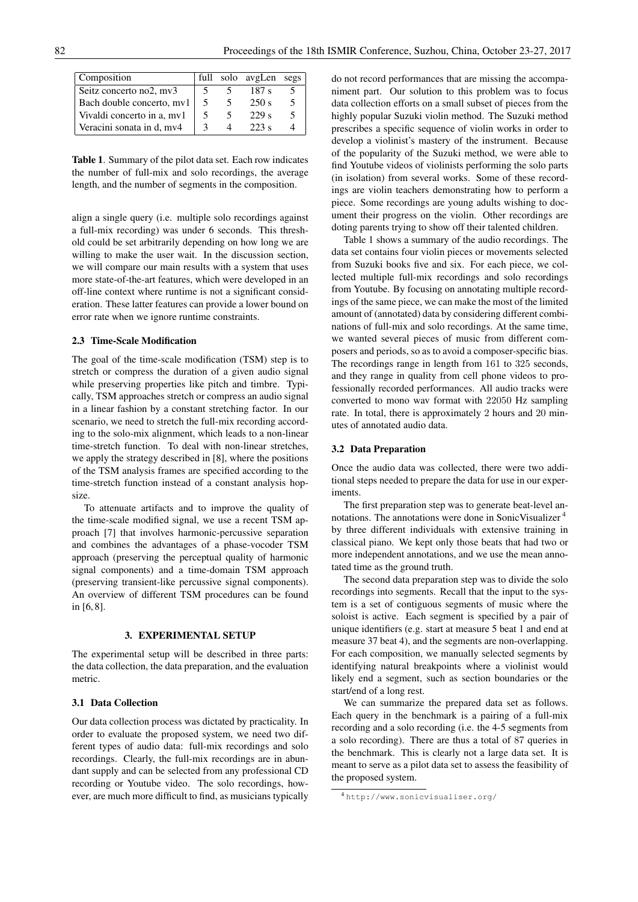| Composition | full | solo | avgLen | segs |
|---|---|---|---|---|
| Seitz concerto no2, mv3 | 5 | 5 | 187 s | 5 |
| Bach double concerto, mv1 | 5 | 5 | 250 s | 5 |
| Vivaldi concerto in a, mv1 | 5 | 5 | 229 s | 5 |
| Veracini sonata in d, mv4 | 3 | 4 | 223 s | 4 |

**Table 1**. Summary of the pilot data set. Each row indicates the number of full-mix and solo recordings, the average length, and the number of segments in the composition.

align a single query (i.e. multiple solo recordings against a full-mix recording) was under 6 seconds. This threshold could be set arbitrarily depending on how long we are willing to make the user wait. In the discussion section, we will compare our main results with a system that uses more state-of-the-art features, which were developed in an off-line context where runtime is not a significant consideration. These latter features can provide a lower bound on error rate when we ignore runtime constraints.

### 2.3 Time-Scale Modification

The goal of the time-scale modification (TSM) step is to stretch or compress the duration of a given audio signal while preserving properties like pitch and timbre. Typically, TSM approaches stretch or compress an audio signal in a linear fashion by a constant stretching factor. In our scenario, we need to stretch the full-mix recording according to the solo-mix alignment, which leads to a non-linear time-stretch function. To deal with non-linear stretches, we apply the strategy described in [8], where the positions of the TSM analysis frames are specified according to the time-stretch function instead of a constant analysis hopsize.

To attenuate artifacts and to improve the quality of the time-scale modified signal, we use a recent TSM approach [7] that involves harmonic-percussive separation and combines the advantages of a phase-vocoder TSM approach (preserving the perceptual quality of harmonic signal components) and a time-domain TSM approach (preserving transient-like percussive signal components). An overview of different TSM procedures can be found in [6, 8].

## 3. EXPERIMENTAL SETUP

The experimental setup will be described in three parts: the data collection, the data preparation, and the evaluation metric.

### 3.1 Data Collection

Our data collection process was dictated by practicality. In order to evaluate the proposed system, we need two different types of audio data: full-mix recordings and solo recordings. Clearly, the full-mix recordings are in abundant supply and can be selected from any professional CD recording or Youtube video. The solo recordings, however, are much more difficult to find, as musicians typically do not record performances that are missing the accompaniment part. Our solution to this problem was to focus data collection efforts on a small subset of pieces from the highly popular Suzuki violin method. The Suzuki method prescribes a specific sequence of violin works in order to develop a violinist's mastery of the instrument. Because of the popularity of the Suzuki method, we were able to find Youtube videos of violinists performing the solo parts (in isolation) from several works. Some of these recordings are violin teachers demonstrating how to perform a piece. Some recordings are young adults wishing to document their progress on the violin. Other recordings are doting parents trying to show off their talented children.

Table 1 shows a summary of the audio recordings. The data set contains four violin pieces or movements selected from Suzuki books five and six. For each piece, we collected multiple full-mix recordings and solo recordings from Youtube. By focusing on annotating multiple recordings of the same piece, we can make the most of the limited amount of (annotated) data by considering different combinations of full-mix and solo recordings. At the same time, we wanted several pieces of music from different composers and periods, so as to avoid a composer-specific bias. The recordings range in length from 161 to 325 seconds, and they range in quality from cell phone videos to professionally recorded performances. All audio tracks were converted to mono wav format with 22050 Hz sampling rate. In total, there is approximately 2 hours and 20 minutes of annotated audio data.

### 3.2 Data Preparation

Once the audio data was collected, there were two additional steps needed to prepare the data for use in our experiments.

The first preparation step was to generate beat-level annotations. The annotations were done in SonicVisualizer [4] by three different individuals with extensive training in classical piano. We kept only those beats that had two or more independent annotations, and we use the mean annotated time as the ground truth.

The second data preparation step was to divide the solo recordings into segments. Recall that the input to the system is a set of contiguous segments of music where the soloist is active. Each segment is specified by a pair of unique identifiers (e.g. start at measure 5 beat 1 and end at measure 37 beat 4), and the segments are non-overlapping. For each composition, we manually selected segments by identifying natural breakpoints where a violinist would likely end a segment, such as section boundaries or the start/end of a long rest.

We can summarize the prepared data set as follows. Each query in the benchmark is a pairing of a full-mix recording and a solo recording (i.e. the 4-5 segments from a solo recording). There are thus a total of 87 queries in the benchmark. This is clearly not a large data set. It is meant to serve as a pilot data set to assess the feasibility of the proposed system.

[4] http://www.sonicvisualiser.org/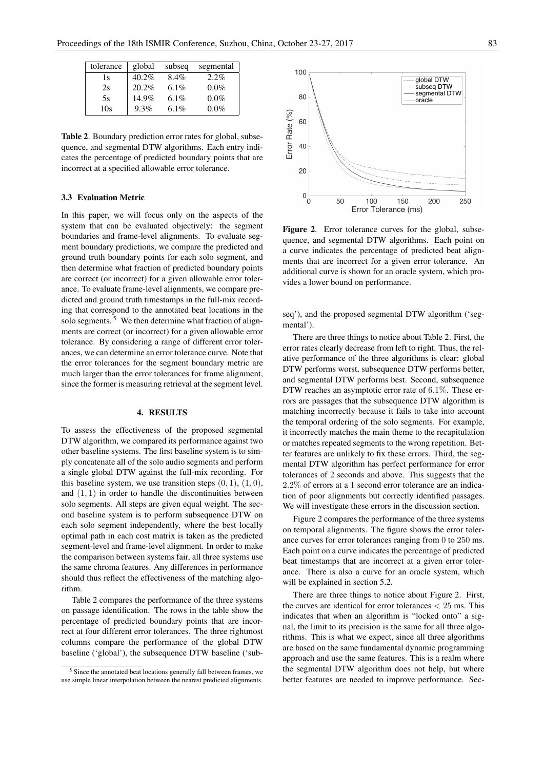| tolerance | global | subseq | segmental |
|---|---|---|---|
| 1s | 40.2% | 8.4% | 2.2% |
| 2s | 20.2% | 6.1% | 0.0% |
| 5s | 14.9% | 6.1% | 0.0% |
| 10s | 9.3% | 6.1% | 0.0% |

**Table 2**. Boundary prediction error rates for global, subsequence, and segmental DTW algorithms. Each entry indicates the percentage of predicted boundary points that are incorrect at a specified allowable error tolerance.

### 3.3 Evaluation Metric

In this paper, we will focus only on the aspects of the system that can be evaluated objectively: the segment boundaries and frame-level alignments. To evaluate segment boundary predictions, we compare the predicted and ground truth boundary points for each solo segment, and then determine what fraction of predicted boundary points are correct (or incorrect) for a given allowable error tolerance. To evaluate frame-level alignments, we compare predicted and ground truth timestamps in the full-mix recording that correspond to the annotated beat locations in the solo segments. [5] We then determine what fraction of alignments are correct (or incorrect) for a given allowable error tolerance. By considering a range of different error tolerances, we can determine an error tolerance curve. Note that the error tolerances for the segment boundary metric are much larger than the error tolerances for frame alignment, since the former is measuring retrieval at the segment level.

## 4. RESULTS

To assess the effectiveness of the proposed segmental DTW algorithm, we compared its performance against two other baseline systems. The first baseline system is to simply concatenate all of the solo audio segments and perform a single global DTW against the full-mix recording. For this baseline system, we use transition steps $(0, 1)$, $(1, 0)$, and $(1, 1)$ in order to handle the discontinuities between solo segments. All steps are given equal weight. The second baseline system is to perform subsequence DTW on each solo segment independently, where the best locally optimal path in each cost matrix is taken as the predicted segment-level and frame-level alignment. In order to make the comparison between systems fair, all three systems use the same chroma features. Any differences in performance should thus reflect the effectiveness of the matching algorithm.

Table 2 compares the performance of the three systems on passage identification. The rows in the table show the percentage of predicted boundary points that are incorrect at four different error tolerances. The three rightmost columns compare the performance of the global DTW baseline ('global'), the subsequence DTW baseline ('subseq'), and the proposed segmental DTW algorithm ('segmental').

There are three things to notice about Table 2. First, the error rates clearly decrease from left to right. Thus, the relative performance of the three algorithms is clear: global DTW performs worst, subsequence DTW performs better, and segmental DTW performs best. Second, subsequence DTW reaches an asymptotic error rate of $6.1\%$. These errors are passages that the subsequence DTW algorithm is matching incorrectly because it fails to take into account the temporal ordering of the solo segments. For example, it incorrectly matches the main theme to the recapitulation or matches repeated segments to the wrong repetition. Better features are unlikely to fix these errors. Third, the segmental DTW algorithm has perfect performance for error tolerances of 2 seconds and above. This suggests that the $2.2\%$ of errors at a 1 second error tolerance are an indication of poor alignments but correctly identified passages. We will investigate these errors in the discussion section.

**Figure 2**. Error tolerance curves for the global, subsequence, and segmental DTW algorithms. Each point on a curve indicates the percentage of predicted beat alignments that are incorrect for a given error tolerance. An additional curve is shown for an oracle system, which provides a lower bound on performance.

Figure 2 compares the performance of the three systems on temporal alignments. The figure shows the error tolerance curves for error tolerances ranging from $0$ to $250$ ms. Each point on a curve indicates the percentage of predicted beat timestamps that are incorrect at a given error tolerance. There is also a curve for an oracle system, which will be explained in section 5.2.

There are three things to notice about Figure 2. First, the curves are identical for error tolerances $< 25$ ms. This indicates that when an algorithm is "locked onto" a signal, the limit to its precision is the same for all three algorithms. This is what we expect, since all three algorithms are based on the same fundamental dynamic programming approach and use the same features. This is a realm where the segmental DTW algorithm does not help, but where better features are needed to improve performance. Sec-

[5] Since the annotated beat locations generally fall between frames, we use simple linear interpolation between the nearest predicted alignments.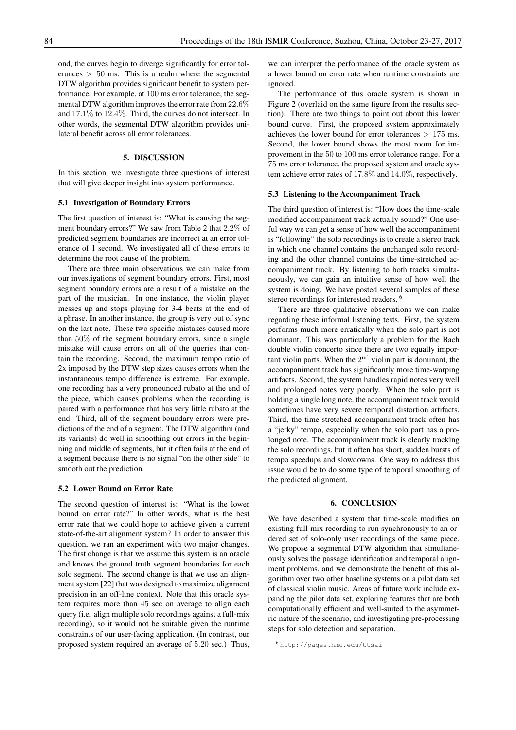ond, the curves begin to diverge significantly for error tolerances $> 50$ ms. This is a realm where the segmental DTW algorithm provides significant benefit to system performance. For example, at $100$ ms error tolerance, the segmental DTW algorithm improves the error rate from $22.6\%$ and $17.1\%$ to $12.4\%$. Third, the curves do not intersect. In other words, the segmental DTW algorithm provides unilateral benefit across all error tolerances.

## 5. DISCUSSION

In this section, we investigate three questions of interest that will give deeper insight into system performance.

### 5.1 Investigation of Boundary Errors

The first question of interest is: "What is causing the segment boundary errors?" We saw from Table 2 that $2.2\%$ of predicted segment boundaries are incorrect at an error tolerance of 1 second. We investigated all of these errors to determine the root cause of the problem.

There are three main observations we can make from our investigations of segment boundary errors. First, most segment boundary errors are a result of a mistake on the part of the musician. In one instance, the violin player messes up and stops playing for 3-4 beats at the end of a phrase. In another instance, the group is very out of sync on the last note. These two specific mistakes caused more than $50\%$ of the segment boundary errors, since a single mistake will cause errors on all of the queries that contain the recording. Second, the maximum tempo ratio of 2x imposed by the DTW step sizes causes errors when the instantaneous tempo difference is extreme. For example, one recording has a very pronounced rubato at the end of the piece, which causes problems when the recording is paired with a performance that has very little rubato at the end. Third, all of the segment boundary errors were predictions of the end of a segment. The DTW algorithm (and its variants) do well in smoothing out errors in the beginning and middle of segments, but it often fails at the end of a segment because there is no signal "on the other side" to smooth out the prediction.

### 5.2 Lower Bound on Error Rate

The second question of interest is: "What is the lower bound on error rate?" In other words, what is the best error rate that we could hope to achieve given a current state-of-the-art alignment system? In order to answer this question, we ran an experiment with two major changes. The first change is that we assume this system is an oracle and knows the ground truth segment boundaries for each solo segment. The second change is that we use an alignment system [22] that was designed to maximize alignment precision in an off-line context. Note that this oracle system requires more than $45$ sec on average to align each query (i.e. align multiple solo recordings against a full-mix recording), so it would not be suitable given the runtime constraints of our user-facing application. (In contrast, our proposed system required an average of $5.20$ sec.) Thus, we can interpret the performance of the oracle system as a lower bound on error rate when runtime constraints are ignored.

The performance of this oracle system is shown in Figure 2 (overlaid on the same figure from the results section). There are two things to point out about this lower bound curve. First, the proposed system approximately achieves the lower bound for error tolerances $> 175$ ms. Second, the lower bound shows the most room for improvement in the $50$ to $100$ ms error tolerance range. For a $75$ ms error tolerance, the proposed system and oracle system achieve error rates of $17.8\%$ and $14.0\%$, respectively.

### 5.3 Listening to the Accompaniment Track

The third question of interest is: "How does the time-scale modified accompaniment track actually sound?" One useful way we can get a sense of how well the accompaniment is "following" the solo recordings is to create a stereo track in which one channel contains the unchanged solo recording and the other channel contains the time-stretched accompaniment track. By listening to both tracks simultaneously, we can gain an intuitive sense of how well the system is doing. We have posted several samples of these stereo recordings for interested readers. [6]

There are three qualitative observations we can make regarding these informal listening tests. First, the system performs much more erratically when the solo part is not dominant. This was particularly a problem for the Bach double violin concerto since there are two equally important violin parts. When the $2^{\text{nd}}$ violin part is dominant, the accompaniment track has significantly more time-warping artifacts. Second, the system handles rapid notes very well and prolonged notes very poorly. When the solo part is holding a single long note, the accompaniment track would sometimes have very severe temporal distortion artifacts. Third, the time-stretched accompaniment track often has a "jerky" tempo, especially when the solo part has a prolonged note. The accompaniment track is clearly tracking the solo recordings, but it often has short, sudden bursts of tempo speedups and slowdowns. One way to address this issue would be to do some type of temporal smoothing of the predicted alignment.

## 6. CONCLUSION

We have described a system that time-scale modifies an existing full-mix recording to run synchronously to an ordered set of solo-only user recordings of the same piece. We propose a segmental DTW algorithm that simultaneously solves the passage identification and temporal alignment problems, and we demonstrate the benefit of this algorithm over two other baseline systems on a pilot data set of classical violin music. Areas of future work include expanding the pilot data set, exploring features that are both computationally efficient and well-suited to the asymmetric nature of the scenario, and investigating pre-processing steps for solo detection and separation.

[6] http://pages.hmc.edu/ttsai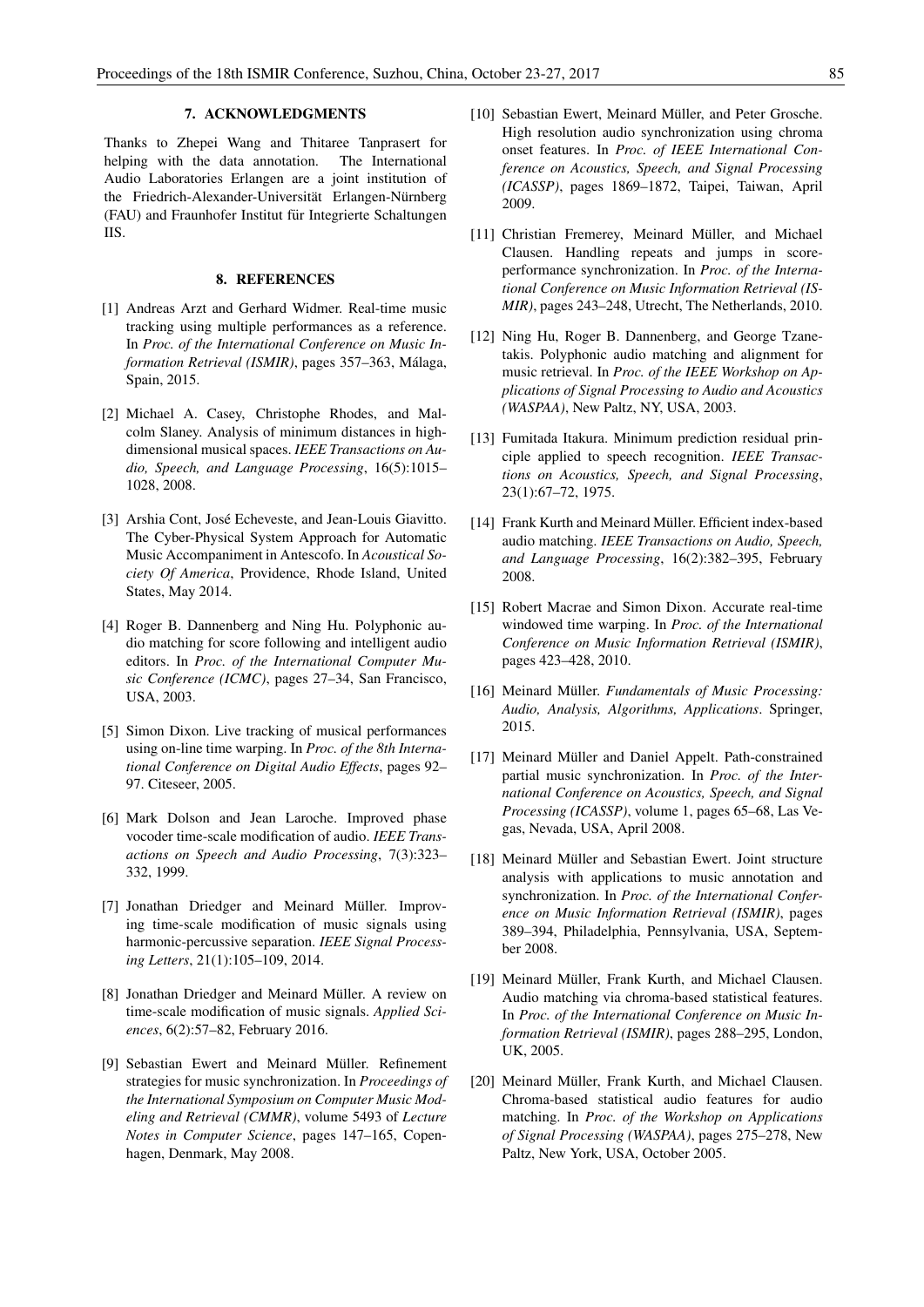## 7. ACKNOWLEDGMENTS

Thanks to Zhepei Wang and Thitaree Tanprasert for helping with the data annotation. The International Audio Laboratories Erlangen are a joint institution of the Friedrich-Alexander-Universität Erlangen-Nürnberg (FAU) and Fraunhofer Institut für Integrierte Schaltungen IIS.

## 8. REFERENCES

[1] Andreas Arzt and Gerhard Widmer. Real-time music tracking using multiple performances as a reference. In *Proc. of the International Conference on Music Information Retrieval (ISMIR)*, pages 357–363, Málaga, Spain, 2015.

[2] Michael A. Casey, Christophe Rhodes, and Malcolm Slaney. Analysis of minimum distances in high-dimensional musical spaces. *IEEE Transactions on Audio, Speech, and Language Processing*, 16(5):1015–1028, 2008.

[3] Arshia Cont, José Echeveste, and Jean-Louis Giavitto. The Cyber-Physical System Approach for Automatic Music Accompaniment in Antescofo. In *Acoustical Society Of America*, Providence, Rhode Island, United States, May 2014.

[4] Roger B. Dannenberg and Ning Hu. Polyphonic audio matching for score following and intelligent audio editors. In *Proc. of the International Computer Music Conference (ICMC)*, pages 27–34, San Francisco, USA, 2003.

[5] Simon Dixon. Live tracking of musical performances using on-line time warping. In *Proc. of the 8th International Conference on Digital Audio Effects*, pages 92–97. Citeseer, 2005.

[6] Mark Dolson and Jean Laroche. Improved phase vocoder time-scale modification of audio. *IEEE Transactions on Speech and Audio Processing*, 7(3):323–332, 1999.

[7] Jonathan Driedger and Meinard Müller. Improving time-scale modification of music signals using harmonic-percussive separation. *IEEE Signal Processing Letters*, 21(1):105–109, 2014.

[8] Jonathan Driedger and Meinard Müller. A review on time-scale modification of music signals. *Applied Sciences*, 6(2):57–82, February 2016.

[9] Sebastian Ewert and Meinard Müller. Refinement strategies for music synchronization. In *Proceedings of the International Symposium on Computer Music Modeling and Retrieval (CMMR)*, volume 5493 of *Lecture Notes in Computer Science*, pages 147–165, Copenhagen, Denmark, May 2008.

[10] Sebastian Ewert, Meinard Müller, and Peter Grosche. High resolution audio synchronization using chroma onset features. In *Proc. of IEEE International Conference on Acoustics, Speech, and Signal Processing (ICASSP)*, pages 1869–1872, Taipei, Taiwan, April 2009.

[11] Christian Fremerey, Meinard Müller, and Michael Clausen. Handling repeats and jumps in score-performance synchronization. In *Proc. of the International Conference on Music Information Retrieval (ISMIR)*, pages 243–248, Utrecht, The Netherlands, 2010.

[12] Ning Hu, Roger B. Dannenberg, and George Tzanetakis. Polyphonic audio matching and alignment for music retrieval. In *Proc. of the IEEE Workshop on Applications of Signal Processing to Audio and Acoustics (WASPAA)*, New Paltz, NY, USA, 2003.

[13] Fumitada Itakura. Minimum prediction residual principle applied to speech recognition. *IEEE Transactions on Acoustics, Speech, and Signal Processing*, 23(1):67–72, 1975.

[14] Frank Kurth and Meinard Müller. Efficient index-based audio matching. *IEEE Transactions on Audio, Speech, and Language Processing*, 16(2):382–395, February 2008.

[15] Robert Macrae and Simon Dixon. Accurate real-time windowed time warping. In *Proc. of the International Conference on Music Information Retrieval (ISMIR)*, pages 423–428, 2010.

[16] Meinard Müller. *Fundamentals of Music Processing: Audio, Analysis, Algorithms, Applications*. Springer, 2015.

[17] Meinard Müller and Daniel Appelt. Path-constrained partial music synchronization. In *Proc. of the International Conference on Acoustics, Speech, and Signal Processing (ICASSP)*, volume 1, pages 65–68, Las Vegas, Nevada, USA, April 2008.

[18] Meinard Müller and Sebastian Ewert. Joint structure analysis with applications to music annotation and synchronization. In *Proc. of the International Conference on Music Information Retrieval (ISMIR)*, pages 389–394, Philadelphia, Pennsylvania, USA, September 2008.

[19] Meinard Müller, Frank Kurth, and Michael Clausen. Audio matching via chroma-based statistical features. In *Proc. of the International Conference on Music Information Retrieval (ISMIR)*, pages 288–295, London, UK, 2005.

[20] Meinard Müller, Frank Kurth, and Michael Clausen. Chroma-based statistical audio features for audio matching. In *Proc. of the Workshop on Applications of Signal Processing (WASPAA)*, pages 275–278, New Paltz, New York, USA, October 2005.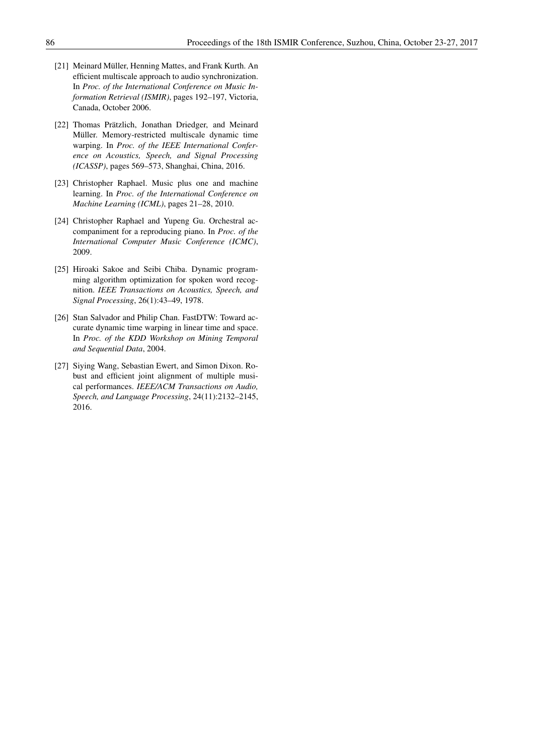[21] Meinard Müller, Henning Mattes, and Frank Kurth. An efficient multiscale approach to audio synchronization. In *Proc. of the International Conference on Music Information Retrieval (ISMIR)*, pages 192–197, Victoria, Canada, October 2006.

[22] Thomas Prätzlich, Jonathan Driedger, and Meinard Müller. Memory-restricted multiscale dynamic time warping. In *Proc. of the IEEE International Conference on Acoustics, Speech, and Signal Processing (ICASSP)*, pages 569–573, Shanghai, China, 2016.

[23] Christopher Raphael. Music plus one and machine learning. In *Proc. of the International Conference on Machine Learning (ICML)*, pages 21–28, 2010.

[24] Christopher Raphael and Yupeng Gu. Orchestral accompaniment for a reproducing piano. In *Proc. of the International Computer Music Conference (ICMC)*, 2009.

[25] Hiroaki Sakoe and Seibi Chiba. Dynamic programming algorithm optimization for spoken word recognition. *IEEE Transactions on Acoustics, Speech, and Signal Processing*, 26(1):43–49, 1978.

[26] Stan Salvador and Philip Chan. FastDTW: Toward accurate dynamic time warping in linear time and space. In *Proc. of the KDD Workshop on Mining Temporal and Sequential Data*, 2004.

[27] Siying Wang, Sebastian Ewert, and Simon Dixon. Robust and efficient joint alignment of multiple musical performances. *IEEE/ACM Transactions on Audio, Speech, and Language Processing*, 24(11):2132–2145, 2016.